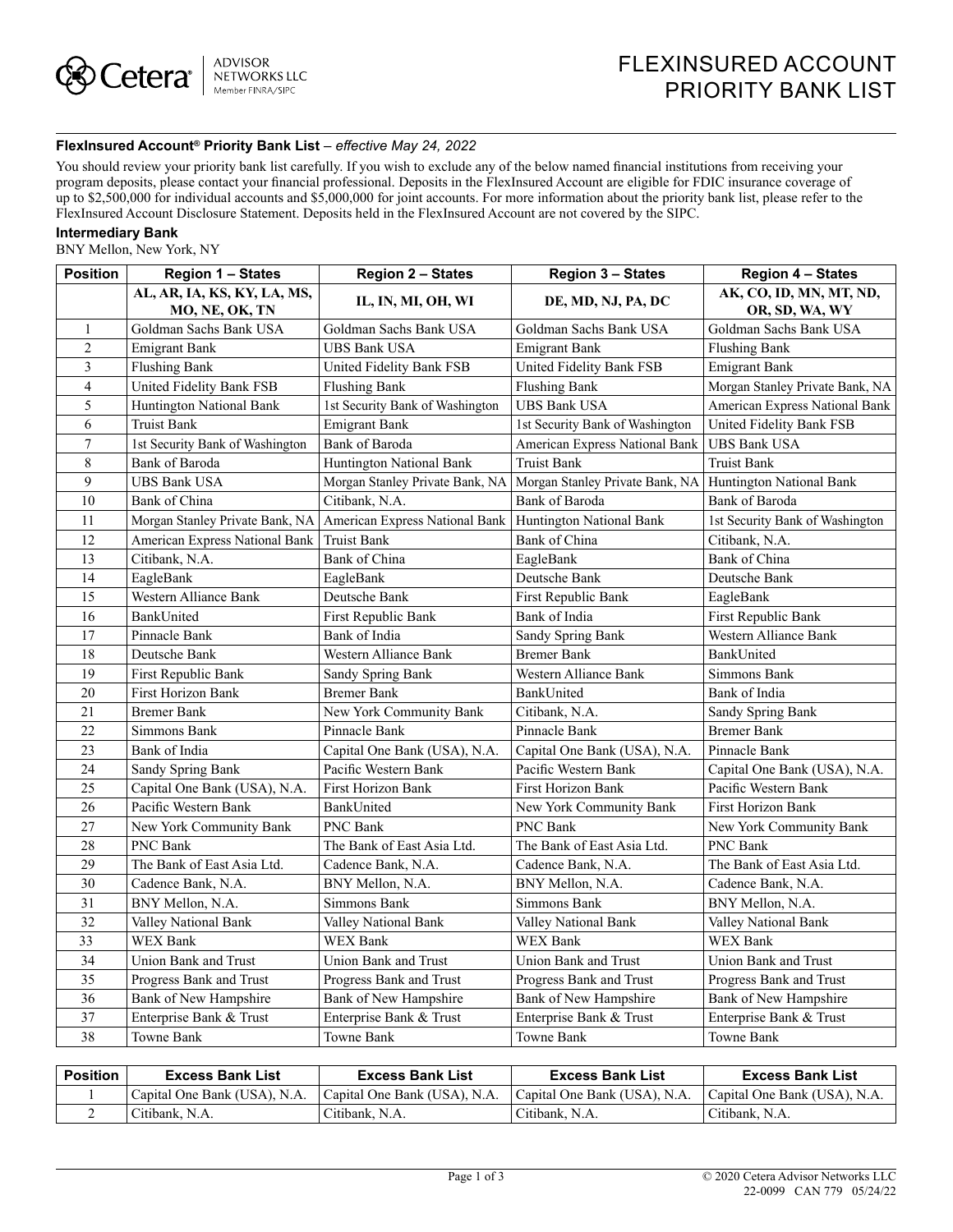# FLEXINSURED ACCOUNT PRIORITY BANK LIST

**FlexInsured Account® Priority Bank List** – *effective May 24, 2022*

You should review your priority bank list carefully. If you wish to exclude any of the below named financial institutions from receiving your program deposits, please contact your financial professional. Deposits in the FlexInsured Account are eligible for FDIC insurance coverage of up to $2,500,000 for individual accounts and $5,000,000 for joint accounts. For more information about the priority bank list, please refer to the FlexInsured Account Disclosure Statement. Deposits held in the FlexInsured Account are not covered by the SIPC.

**Intermediary Bank**

BNY Mellon, New York, NY

| Position | Region 1 – States | Region 2 – States | Region 3 – States | Region 4 – States |
|---|---|---|---|---|
| | AL, AR, IA, KS, KY, LA, MS, MO, NE, OK, TN | IL, IN, MI, OH, WI | DE, MD, NJ, PA, DC | AK, CO, ID, MN, MT, ND, OR, SD, WA, WY |
| 1 | Goldman Sachs Bank USA | Goldman Sachs Bank USA | Goldman Sachs Bank USA | Goldman Sachs Bank USA |
| 2 | Emigrant Bank | UBS Bank USA | Emigrant Bank | Flushing Bank |
| 3 | Flushing Bank | United Fidelity Bank FSB | United Fidelity Bank FSB | Emigrant Bank |
| 4 | United Fidelity Bank FSB | Flushing Bank | Flushing Bank | Morgan Stanley Private Bank, NA |
| 5 | Huntington National Bank | 1st Security Bank of Washington | UBS Bank USA | American Express National Bank |
| 6 | Truist Bank | Emigrant Bank | 1st Security Bank of Washington | United Fidelity Bank FSB |
| 7 | 1st Security Bank of Washington | Bank of Baroda | American Express National Bank | UBS Bank USA |
| 8 | Bank of Baroda | Huntington National Bank | Truist Bank | Truist Bank |
| 9 | UBS Bank USA | Morgan Stanley Private Bank, NA | Morgan Stanley Private Bank, NA | Huntington National Bank |
| 10 | Bank of China | Citibank, N.A. | Bank of Baroda | Bank of Baroda |
| 11 | Morgan Stanley Private Bank, NA | American Express National Bank | Huntington National Bank | 1st Security Bank of Washington |
| 12 | American Express National Bank | Truist Bank | Bank of China | Citibank, N.A. |
| 13 | Citibank, N.A. | Bank of China | EagleBank | Bank of China |
| 14 | EagleBank | EagleBank | Deutsche Bank | Deutsche Bank |
| 15 | Western Alliance Bank | Deutsche Bank | First Republic Bank | EagleBank |
| 16 | BankUnited | First Republic Bank | Bank of India | First Republic Bank |
| 17 | Pinnacle Bank | Bank of India | Sandy Spring Bank | Western Alliance Bank |
| 18 | Deutsche Bank | Western Alliance Bank | Bremer Bank | BankUnited |
| 19 | First Republic Bank | Sandy Spring Bank | Western Alliance Bank | Simmons Bank |
| 20 | First Horizon Bank | Bremer Bank | BankUnited | Bank of India |
| 21 | Bremer Bank | New York Community Bank | Citibank, N.A. | Sandy Spring Bank |
| 22 | Simmons Bank | Pinnacle Bank | Pinnacle Bank | Bremer Bank |
| 23 | Bank of India | Capital One Bank (USA), N.A. | Capital One Bank (USA), N.A. | Pinnacle Bank |
| 24 | Sandy Spring Bank | Pacific Western Bank | Pacific Western Bank | Capital One Bank (USA), N.A. |
| 25 | Capital One Bank (USA), N.A. | First Horizon Bank | First Horizon Bank | Pacific Western Bank |
| 26 | Pacific Western Bank | BankUnited | New York Community Bank | First Horizon Bank |
| 27 | New York Community Bank | PNC Bank | PNC Bank | New York Community Bank |
| 28 | PNC Bank | The Bank of East Asia Ltd. | The Bank of East Asia Ltd. | PNC Bank |
| 29 | The Bank of East Asia Ltd. | Cadence Bank, N.A. | Cadence Bank, N.A. | The Bank of East Asia Ltd. |
| 30 | Cadence Bank, N.A. | BNY Mellon, N.A. | BNY Mellon, N.A. | Cadence Bank, N.A. |
| 31 | BNY Mellon, N.A. | Simmons Bank | Simmons Bank | BNY Mellon, N.A. |
| 32 | Valley National Bank | Valley National Bank | Valley National Bank | Valley National Bank |
| 33 | WEX Bank | WEX Bank | WEX Bank | WEX Bank |
| 34 | Union Bank and Trust | Union Bank and Trust | Union Bank and Trust | Union Bank and Trust |
| 35 | Progress Bank and Trust | Progress Bank and Trust | Progress Bank and Trust | Progress Bank and Trust |
| 36 | Bank of New Hampshire | Bank of New Hampshire | Bank of New Hampshire | Bank of New Hampshire |
| 37 | Enterprise Bank & Trust | Enterprise Bank & Trust | Enterprise Bank & Trust | Enterprise Bank & Trust |
| 38 | Towne Bank | Towne Bank | Towne Bank | Towne Bank |

| Position | Excess Bank List | Excess Bank List | Excess Bank List | Excess Bank List |
|---|---|---|---|---|
| 1 | Capital One Bank (USA), N.A. | Capital One Bank (USA), N.A. | Capital One Bank (USA), N.A. | Capital One Bank (USA), N.A. |
| 2 | Citibank, N.A. | Citibank, N.A. | Citibank, N.A. | Citibank, N.A. |

© 2020 Cetera Advisor Networks LLC
22-0099 CAN 779 05/24/22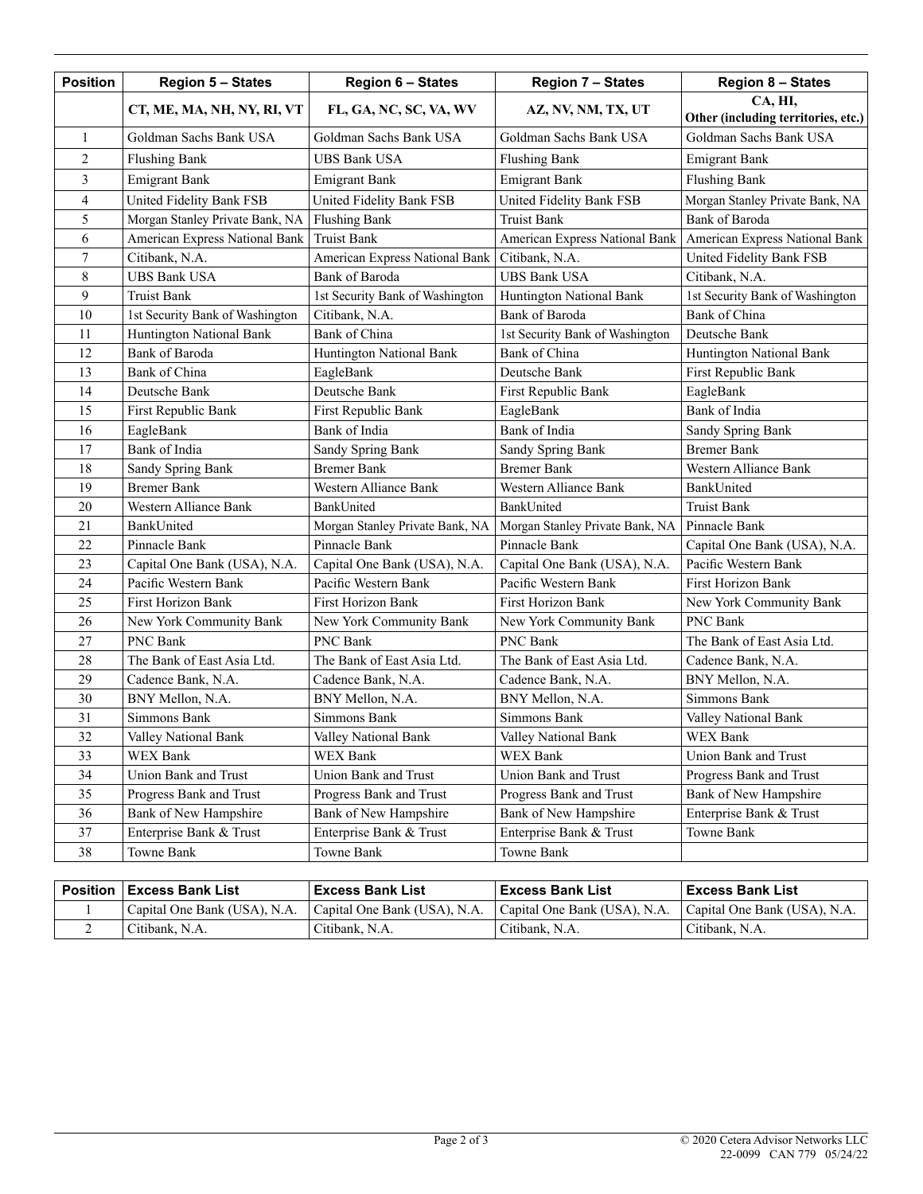| Position | Region 5 – States | Region 6 – States | Region 7 – States | Region 8 – States |
|---|---|---|---|---|
| | CT, ME, MA, NH, NY, RI, VT | FL, GA, NC, SC, VA, WV | AZ, NV, NM, TX, UT | CA, HI, Other (including territories, etc.) |
| 1 | Goldman Sachs Bank USA | Goldman Sachs Bank USA | Goldman Sachs Bank USA | Goldman Sachs Bank USA |
| 2 | Flushing Bank | UBS Bank USA | Flushing Bank | Emigrant Bank |
| 3 | Emigrant Bank | Emigrant Bank | Emigrant Bank | Flushing Bank |
| 4 | United Fidelity Bank FSB | United Fidelity Bank FSB | United Fidelity Bank FSB | Morgan Stanley Private Bank, NA |
| 5 | Morgan Stanley Private Bank, NA | Flushing Bank | Truist Bank | Bank of Baroda |
| 6 | American Express National Bank | Truist Bank | American Express National Bank | American Express National Bank |
| 7 | Citibank, N.A. | American Express National Bank | Citibank, N.A. | United Fidelity Bank FSB |
| 8 | UBS Bank USA | Bank of Baroda | UBS Bank USA | Citibank, N.A. |
| 9 | Truist Bank | 1st Security Bank of Washington | Huntington National Bank | 1st Security Bank of Washington |
| 10 | 1st Security Bank of Washington | Citibank, N.A. | Bank of Baroda | Bank of China |
| 11 | Huntington National Bank | Bank of China | 1st Security Bank of Washington | Deutsche Bank |
| 12 | Bank of Baroda | Huntington National Bank | Bank of China | Huntington National Bank |
| 13 | Bank of China | EagleBank | Deutsche Bank | First Republic Bank |
| 14 | Deutsche Bank | Deutsche Bank | First Republic Bank | EagleBank |
| 15 | First Republic Bank | First Republic Bank | EagleBank | Bank of India |
| 16 | EagleBank | Bank of India | Bank of India | Sandy Spring Bank |
| 17 | Bank of India | Sandy Spring Bank | Sandy Spring Bank | Bremer Bank |
| 18 | Sandy Spring Bank | Bremer Bank | Bremer Bank | Western Alliance Bank |
| 19 | Bremer Bank | Western Alliance Bank | Western Alliance Bank | BankUnited |
| 20 | Western Alliance Bank | BankUnited | BankUnited | Truist Bank |
| 21 | BankUnited | Morgan Stanley Private Bank, NA | Morgan Stanley Private Bank, NA | Pinnacle Bank |
| 22 | Pinnacle Bank | Pinnacle Bank | Pinnacle Bank | Capital One Bank (USA), N.A. |
| 23 | Capital One Bank (USA), N.A. | Capital One Bank (USA), N.A. | Capital One Bank (USA), N.A. | Pacific Western Bank |
| 24 | Pacific Western Bank | Pacific Western Bank | Pacific Western Bank | First Horizon Bank |
| 25 | First Horizon Bank | First Horizon Bank | First Horizon Bank | New York Community Bank |
| 26 | New York Community Bank | New York Community Bank | New York Community Bank | PNC Bank |
| 27 | PNC Bank | PNC Bank | PNC Bank | The Bank of East Asia Ltd. |
| 28 | The Bank of East Asia Ltd. | The Bank of East Asia Ltd. | The Bank of East Asia Ltd. | Cadence Bank, N.A. |
| 29 | Cadence Bank, N.A. | Cadence Bank, N.A. | Cadence Bank, N.A. | BNY Mellon, N.A. |
| 30 | BNY Mellon, N.A. | BNY Mellon, N.A. | BNY Mellon, N.A. | Simmons Bank |
| 31 | Simmons Bank | Simmons Bank | Simmons Bank | Valley National Bank |
| 32 | Valley National Bank | Valley National Bank | Valley National Bank | WEX Bank |
| 33 | WEX Bank | WEX Bank | WEX Bank | Union Bank and Trust |
| 34 | Union Bank and Trust | Union Bank and Trust | Union Bank and Trust | Progress Bank and Trust |
| 35 | Progress Bank and Trust | Progress Bank and Trust | Progress Bank and Trust | Bank of New Hampshire |
| 36 | Bank of New Hampshire | Bank of New Hampshire | Bank of New Hampshire | Enterprise Bank & Trust |
| 37 | Enterprise Bank & Trust | Enterprise Bank & Trust | Enterprise Bank & Trust | Towne Bank |
| 38 | Towne Bank | Towne Bank | Towne Bank | |

| Position | Excess Bank List | Excess Bank List | Excess Bank List | Excess Bank List |
|---|---|---|---|---|
| 1 | Capital One Bank (USA), N.A. | Capital One Bank (USA), N.A. | Capital One Bank (USA), N.A. | Capital One Bank (USA), N.A. |
| 2 | Citibank, N.A. | Citibank, N.A. | Citibank, N.A. | Citibank, N.A. |

© 2020 Cetera Advisor Networks LLC
22-0099 CAN 779 05/24/22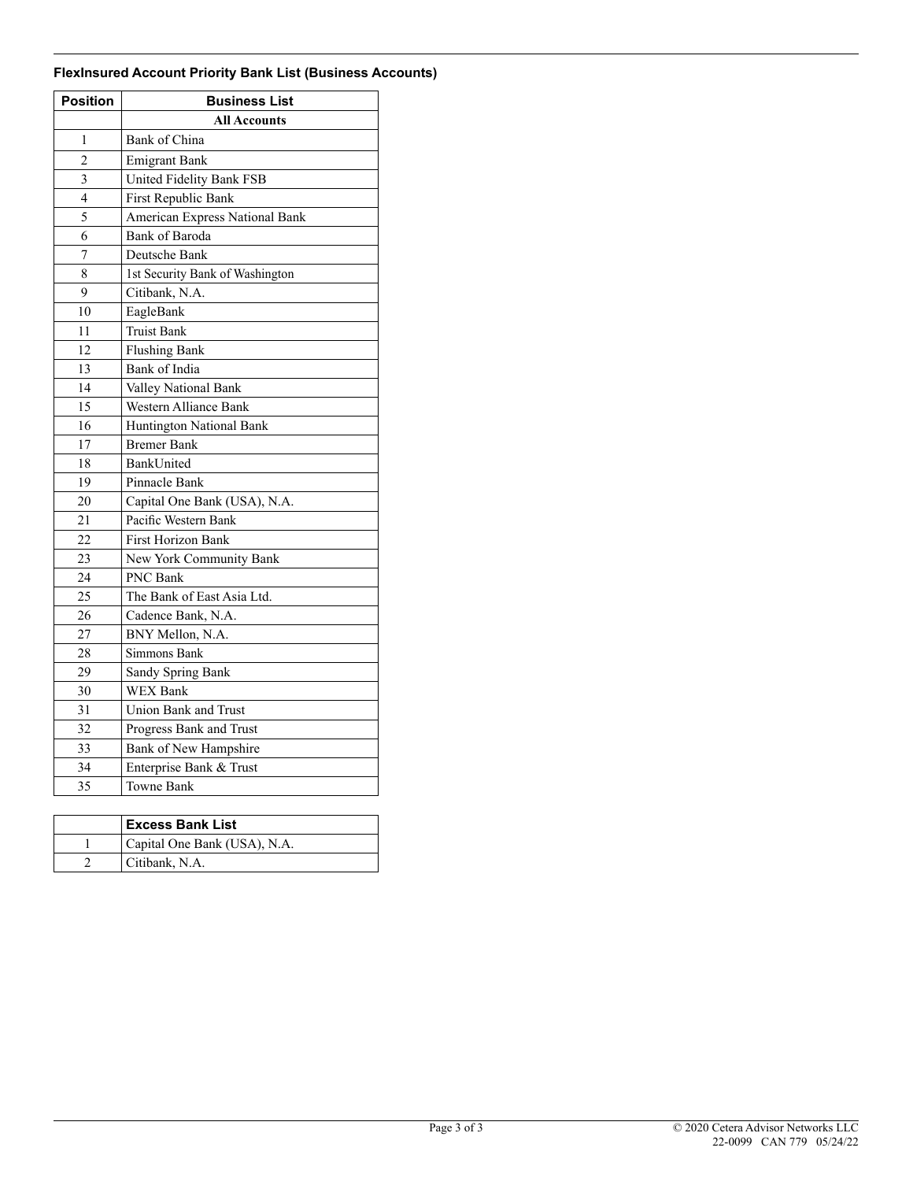### FlexInsured Account Priority Bank List (Business Accounts)

| Position | Business List |
|---|---|
| | **All Accounts** |
| 1 | Bank of China |
| 2 | Emigrant Bank |
| 3 | United Fidelity Bank FSB |
| 4 | First Republic Bank |
| 5 | American Express National Bank |
| 6 | Bank of Baroda |
| 7 | Deutsche Bank |
| 8 | 1st Security Bank of Washington |
| 9 | Citibank, N.A. |
| 10 | EagleBank |
| 11 | Truist Bank |
| 12 | Flushing Bank |
| 13 | Bank of India |
| 14 | Valley National Bank |
| 15 | Western Alliance Bank |
| 16 | Huntington National Bank |
| 17 | Bremer Bank |
| 18 | BankUnited |
| 19 | Pinnacle Bank |
| 20 | Capital One Bank (USA), N.A. |
| 21 | Pacific Western Bank |
| 22 | First Horizon Bank |
| 23 | New York Community Bank |
| 24 | PNC Bank |
| 25 | The Bank of East Asia Ltd. |
| 26 | Cadence Bank, N.A. |
| 27 | BNY Mellon, N.A. |
| 28 | Simmons Bank |
| 29 | Sandy Spring Bank |
| 30 | WEX Bank |
| 31 | Union Bank and Trust |
| 32 | Progress Bank and Trust |
| 33 | Bank of New Hampshire |
| 34 | Enterprise Bank & Trust |
| 35 | Towne Bank |

| | Excess Bank List |
|---|---|
| 1 | Capital One Bank (USA), N.A. |
| 2 | Citibank, N.A. |

© 2020 Cetera Advisor Networks LLC
22-0099 CAN 779 05/24/22